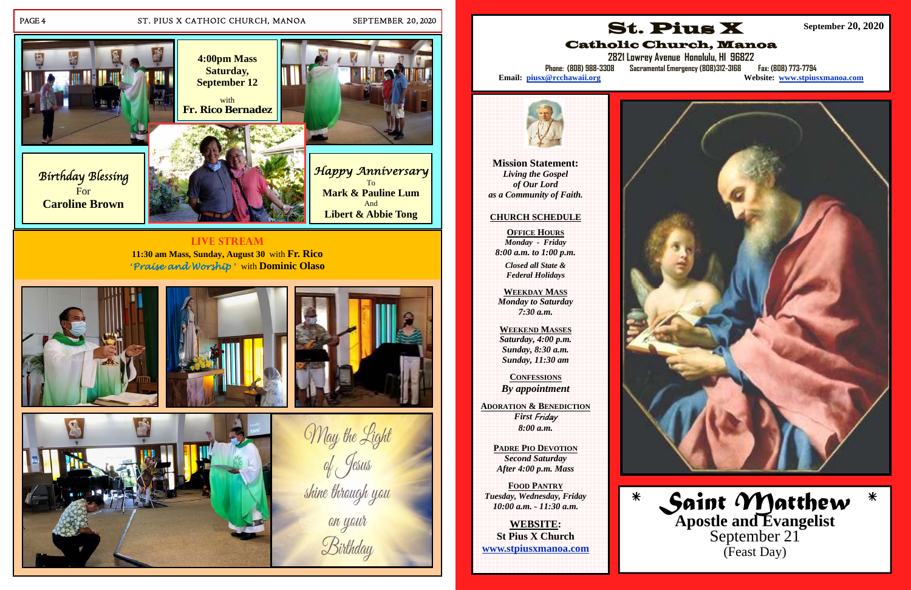**4:00pm Mass**
**Saturday,**
**September 12**

with
**Fr. Rico Bernadez**

*Birthday Blessing*
For
**Caroline Brown**

*Happy Anniversary*
To
**Mark & Pauline Lum**
And
**Libert & Abbie Tong**

**LIVE STREAM**
**11:30 am Mass, Sunday, August 30** with **Fr. Rico**
*'Praise and Worship'* with **Dominic Olaso**

*May the Light of Jesus shine through you on your Birthday*

# St. Pius X
## Catholic Church, Manoa

**September 20, 2020**

**2821 Lowrey Avenue Honolulu, HI 96822**
**Phone: (808) 988-3308 Sacramental Emergency (808)312-3168 Fax: (808) 773-7794**
**Email: piusx@rcchawaii.org**
**Website: www.stpiusxmanoa.com**

**Mission Statement:**
*Living the Gospel of Our Lord as a Community of Faith.*

**CHURCH SCHEDULE**

**OFFICE HOURS**
*Monday - Friday*
*8:00 a.m. to 1:00 p.m.*
*Closed all State & Federal Holidays*

**WEEKDAY MASS**
*Monday to Saturday*
*7:30 a.m.*

**WEEKEND MASSES**
*Saturday, 4:00 p.m.*
*Sunday, 8:30 a.m.*
*Sunday, 11:30 am*

**CONFESSIONS**
*By appointment*

**ADORATION & BENEDICTION**
*First Friday*
*8:00 a.m.*

**PADRE PIO DEVOTION**
*Second Saturday*
*After 4:00 p.m. Mass*

**FOOD PANTRY**
*Tuesday, Wednesday, Friday*
*10:00 a.m. - 11:30 a.m.*

**WEBSITE:**
**St Pius X Church**
**www.stpiusxmanoa.com**

\* *Saint Matthew* \*
**Apostle and Evangelist**
September 21
(Feast Day)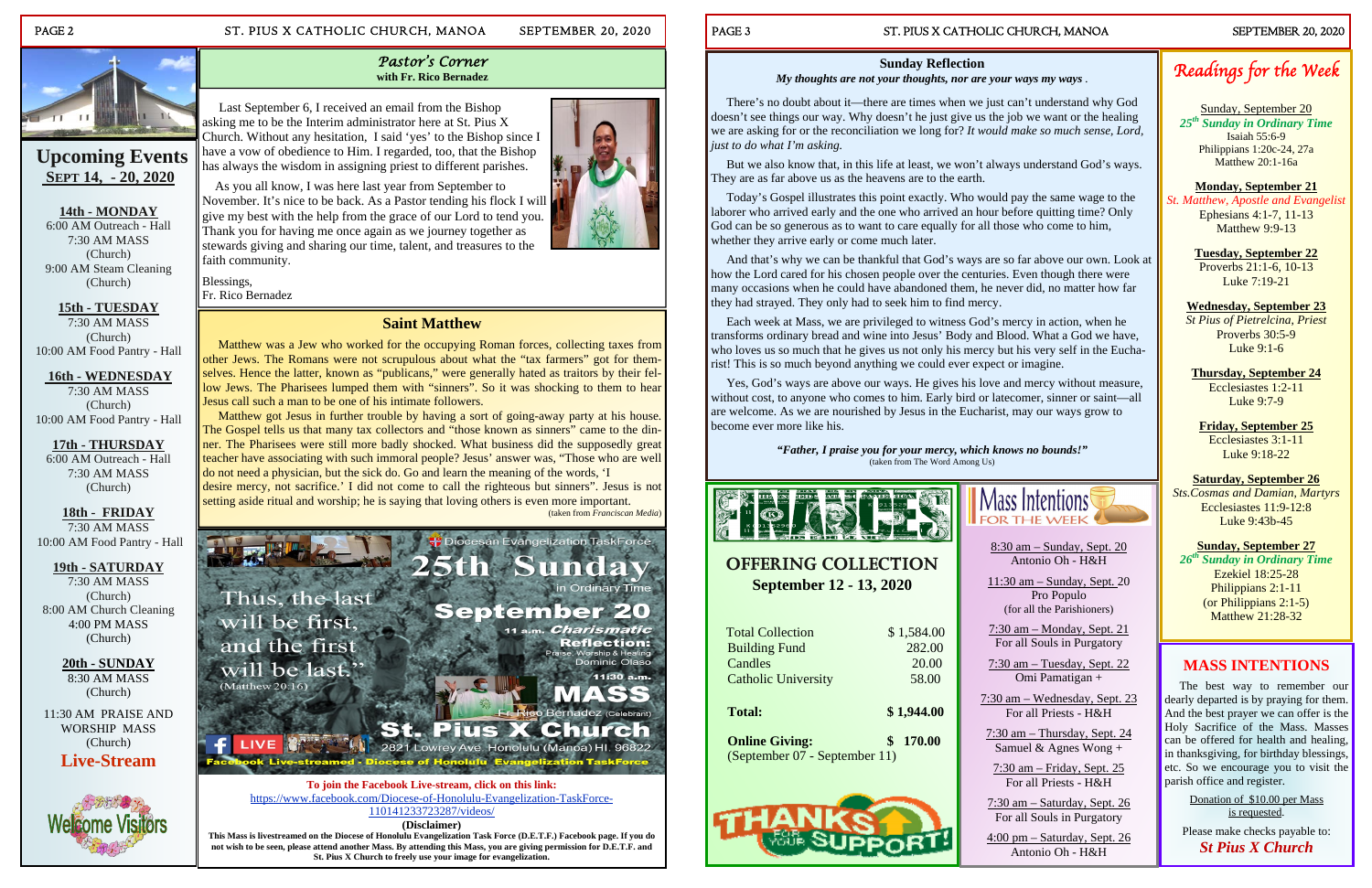## Upcoming Events

**SEPT 14, - 20, 2020**

**14th - MONDAY**
6:00 AM Outreach - Hall
7:30 AM MASS (Church)
9:00 AM Steam Cleaning (Church)

**15th - TUESDAY**
7:30 AM MASS (Church)
10:00 AM Food Pantry - Hall

**16th - WEDNESDAY**
7:30 AM MASS (Church)
10:00 AM Food Pantry - Hall

**17th - THURSDAY**
6:00 AM Outreach - Hall
7:30 AM MASS (Church)

**18th - FRIDAY**
7:30 AM MASS
10:00 AM Food Pantry - Hall

**19th - SATURDAY**
7:30 AM MASS (Church)
8:00 AM Church Cleaning
4:00 PM MASS (Church)

**20th - SUNDAY**
8:30 AM MASS (Church)
11:30 AM PRAISE AND WORSHIP MASS (Church)

**Live-Stream**

Welcome Visitors

## *Pastor's Corner*

**with Fr. Rico Bernadez**

Last September 6, I received an email from the Bishop asking me to be the Interim administrator here at St. Pius X Church. Without any hesitation, I said 'yes' to the Bishop since I have a vow of obedience to Him. I regarded, too, that the Bishop has always the wisdom in assigning priest to different parishes.

As you all know, I was here last year from September to November. It's nice to be back. As a Pastor tending his flock I will give my best with the help from the grace of our Lord to tend you. Thank you for having me once again as we journey together as stewards giving and sharing our time, talent, and treasures to the faith community.

Blessings,
Fr. Rico Bernadez

## Saint Matthew

Matthew was a Jew who worked for the occupying Roman forces, collecting taxes from other Jews. The Romans were not scrupulous about what the "tax farmers" got for themselves. Hence the latter, known as "publicans," were generally hated as traitors by their fellow Jews. The Pharisees lumped them with "sinners". So it was shocking to them to hear Jesus call such a man to be one of his intimate followers.

Matthew got Jesus in further trouble by having a sort of going-away party at his house. The Gospel tells us that many tax collectors and "those known as sinners" came to the dinner. The Pharisees were still more badly shocked. What business did the supposedly great teacher have associating with such immoral people? Jesus' answer was, "Those who are well do not need a physician, but the sick do. Go and learn the meaning of the words, 'I desire mercy, not sacrifice.' I did not come to call the righteous but sinners". Jesus is not setting aside ritual and worship; he is saying that loving others is even more important.

(taken from *Franciscan Media*)

Diocesan Evangelization TaskForce
25th Sunday in Ordinary Time
September 20
11 a.m. *Charismatic* Reflection: Praise, Worship & Healing — Dominic Olaso
11:30 a.m. MASS — Fr. Rico Bernadez (Celebrant)
"Thus, the last will be first, and the first will be last." (Matthew 20:16)
St. Pius X Church — 2821 Lowrey Ave. Honolulu (Manoa) HI. 96822
LIVE — Facebook Live-streamed - Diocese of Honolulu Evangelization TaskForce

**To join the Facebook Live-stream, click on this link:**
https://www.facebook.com/Diocese-of-Honolulu-Evangelization-TaskForce-110141233723287/videos/

**(Disclaimer)**
**This Mass is livestreamed on the Diocese of Honolulu Evangelization Task Force (D.E.T.F.) Facebook page. If you do not wish to be seen, please attend another Mass. By attending this Mass, you are giving permission for D.E.T.F. and St. Pius X Church to freely use your image for evangelization.**

## Sunday Reflection

***My thoughts are not your thoughts, nor are your ways my ways*.**

There's no doubt about it—there are times when we just can't understand why God doesn't see things our way. Why doesn't he just give us the job we want or the healing we are asking for or the reconciliation we long for? *It would make so much sense, Lord, just to do what I'm asking.*

But we also know that, in this life at least, we won't always understand God's ways. They are as far above us as the heavens are to the earth.

Today's Gospel illustrates this point exactly. Who would pay the same wage to the laborer who arrived early and the one who arrived an hour before quitting time? Only God can be so generous as to want to care equally for all those who come to him, whether they arrive early or come much later.

And that's why we can be thankful that God's ways are so far above our own. Look at how the Lord cared for his chosen people over the centuries. Even though there were many occasions when he could have abandoned them, he never did, no matter how far they had strayed. They only had to seek him to find mercy.

Each week at Mass, we are privileged to witness God's mercy in action, when he transforms ordinary bread and wine into Jesus' Body and Blood. What a God we have, who loves us so much that he gives us not only his mercy but his very self in the Eucharist! This is so much beyond anything we could ever expect or imagine.

Yes, God's ways are above our ways. He gives his love and mercy without measure, without cost, to anyone who comes to him. Early bird or latecomer, sinner or saint—all are welcome. As we are nourished by Jesus in the Eucharist, may our ways grow to become ever more like his.

***"Father, I praise you for your mercy, which knows no bounds!"***
(taken from The Word Among Us)

## FINANCES

### OFFERING COLLECTION
**September 12 - 13, 2020**

| | |
|---|---|
| Total Collection | $ 1,584.00 |
| Building Fund | 282.00 |
| Candles | 20.00 |
| Catholic University | 58.00 |
| **Total:** | **$ 1,944.00** |
| **Online Giving:** (September 07 - September 11) | **$ 170.00** |

THANKS FOR YOUR SUPPORT!

## Mass Intentions FOR THE WEEK

8:30 am – Sunday, Sept. 20
Antonio Oh - H&H

11:30 am – Sunday, Sept. 20
Pro Populo
(for all the Parishioners)

7:30 am – Monday, Sept. 21
For all Souls in Purgatory

7:30 am – Tuesday, Sept. 22
Omi Pamatigan +

7:30 am – Wednesday, Sept. 23
For all Priests - H&H

7:30 am – Thursday, Sept. 24
Samuel & Agnes Wong +

7:30 am – Friday, Sept. 25
For all Priests - H&H

7:30 am – Saturday, Sept. 26
For all Souls in Purgatory

4:00 pm – Saturday, Sept. 26
Antonio Oh - H&H

## *Readings for the Week*

Sunday, September 20
*25th Sunday in Ordinary Time*
Isaiah 55:6-9
Philippians 1:20c-24, 27a
Matthew 20:1-16a

**Monday, September 21**
*St. Matthew, Apostle and Evangelist*
Ephesians 4:1-7, 11-13
Matthew 9:9-13

**Tuesday, September 22**
Proverbs 21:1-6, 10-13
Luke 7:19-21

**Wednesday, September 23**
*St Pius of Pietrelcina, Priest*
Proverbs 30:5-9
Luke 9:1-6

**Thursday, September 24**
Ecclesiastes 1:2-11
Luke 9:7-9

**Friday, September 25**
Ecclesiastes 3:1-11
Luke 9:18-22

**Saturday, September 26**
*Sts.Cosmas and Damian, Martyrs*
Ecclesiastes 11:9-12:8
Luke 9:43b-45

**Sunday, September 27**
*26th Sunday in Ordinary Time*
Ezekiel 18:25-28
Philippians 2:1-11
(or Philippians 2:1-5)
Matthew 21:28-32

## MASS INTENTIONS

The best way to remember our dearly departed is by praying for them. And the best prayer we can offer is the Holy Sacrifice of the Mass. Masses can be offered for health and healing, in thanksgiving, for birthday blessings, etc. So we encourage you to visit the parish office and register.

Donation of $10.00 per Mass is requested.

Please make checks payable to:
***St Pius X Church***